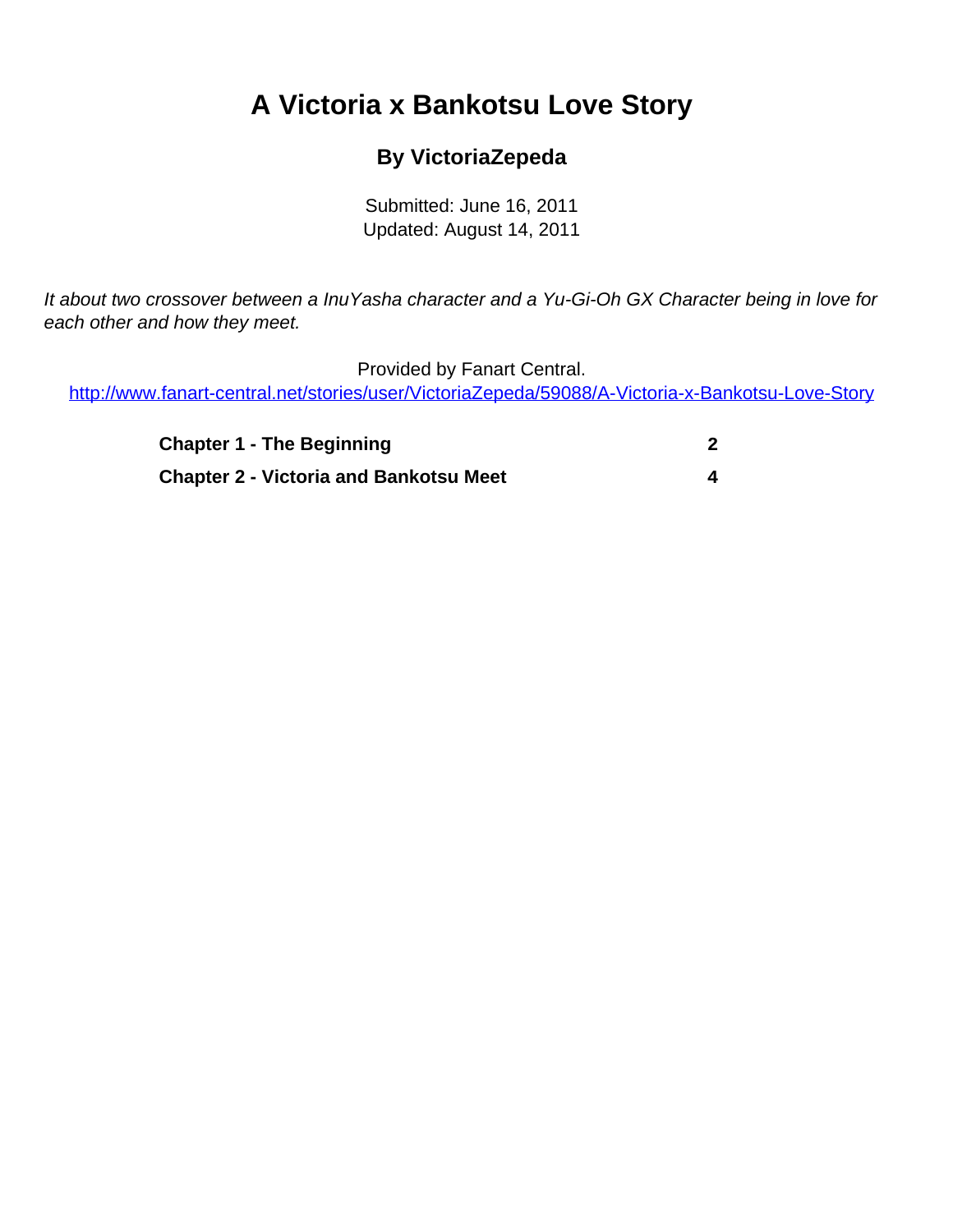# A Victoria x Bankotsu Love Story

### By VictoriaZepeda

Submitted: June 16, 2011
Updated: August 14, 2011

*It about two crossover between a InuYasha character and a Yu-Gi-Oh GX Character being in love for each other and how they meet.*

Provided by Fanart Central.
http://www.fanart-central.net/stories/user/VictoriaZepeda/59088/A-Victoria-x-Bankotsu-Love-Story

| | |
|---|---|
| **Chapter 1 - The Beginning** | **2** |
| **Chapter 2 - Victoria and Bankotsu Meet** | **4** |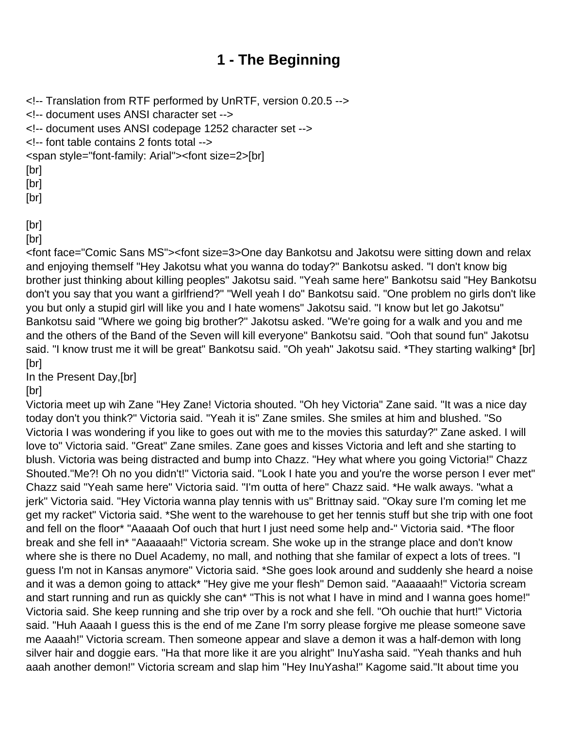# 1 - The Beginning

<!-- Translation from RTF performed by UnRTF, version 0.20.5 -->
<!-- document uses ANSI character set -->
<!-- document uses ANSI codepage 1252 character set -->
<!-- font table contains 2 fonts total -->
<span style="font-family: Arial"><font size=2>[br]
[br]
[br]
[br]

[br]
[br]
<font face="Comic Sans MS"><font size=3>One day Bankotsu and Jakotsu were sitting down and relax and enjoying themself "Hey Jakotsu what you wanna do today?" Bankotsu asked. "I don't know big brother just thinking about killing peoples" Jakotsu said. "Yeah same here" Bankotsu said "Hey Bankotsu don't you say that you want a girlfriend?" "Well yeah I do" Bankotsu said. "One problem no girls don't like you but only a stupid girl will like you and I hate womens" Jakotsu said. "I know but let go Jakotsu" Bankotsu said "Where we going big brother?" Jakotsu asked. "We're going for a walk and you and me and the others of the Band of the Seven will kill everyone" Bankotsu said. "Ooh that sound fun" Jakotsu said. "I know trust me it will be great" Bankotsu said. "Oh yeah" Jakotsu said. *They starting walking* [br]
[br]
In the Present Day,[br]
[br]
Victoria meet up wih Zane "Hey Zane! Victoria shouted. "Oh hey Victoria" Zane said. "It was a nice day today don't you think?" Victoria said. "Yeah it is" Zane smiles. She smiles at him and blushed. "So Victoria I was wondering if you like to goes out with me to the movies this saturday?" Zane asked. I will love to" Victoria said. "Great" Zane smiles. Zane goes and kisses Victoria and left and she starting to blush. Victoria was being distracted and bump into Chazz. "Hey what where you going Victoria!" Chazz Shouted."Me?! Oh no you didn't!" Victoria said. "Look I hate you and you're the worse person I ever met" Chazz said "Yeah same here" Victoria said. "I'm outta of here" Chazz said. *He walk aways. "what a jerk" Victoria said. "Hey Victoria wanna play tennis with us" Brittnay said. "Okay sure I'm coming let me get my racket" Victoria said. *She went to the warehouse to get her tennis stuff but she trip with one foot and fell on the floor* "Aaaaah Oof ouch that hurt I just need some help and-" Victoria said. *The floor break and she fell in* "Aaaaaah!" Victoria scream. She woke up in the strange place and don't know where she is there no Duel Academy, no mall, and nothing that she familar of expect a lots of trees. "I guess I'm not in Kansas anymore" Victoria said. *She goes look around and suddenly she heard a noise and it was a demon going to attack* "Hey give me your flesh" Demon said. "Aaaaaah!" Victoria scream and start running and run as quickly she can* "This is not what I have in mind and I wanna goes home!" Victoria said. She keep running and she trip over by a rock and she fell. "Oh ouchie that hurt!" Victoria said. "Huh Aaaah I guess this is the end of me Zane I'm sorry please forgive me please someone save me Aaaah!" Victoria scream. Then someone appear and slave a demon it was a half-demon with long silver hair and doggie ears. "Ha that more like it are you alright" InuYasha said. "Yeah thanks and huh aaah another demon!" Victoria scream and slap him "Hey InuYasha!" Kagome said."It about time you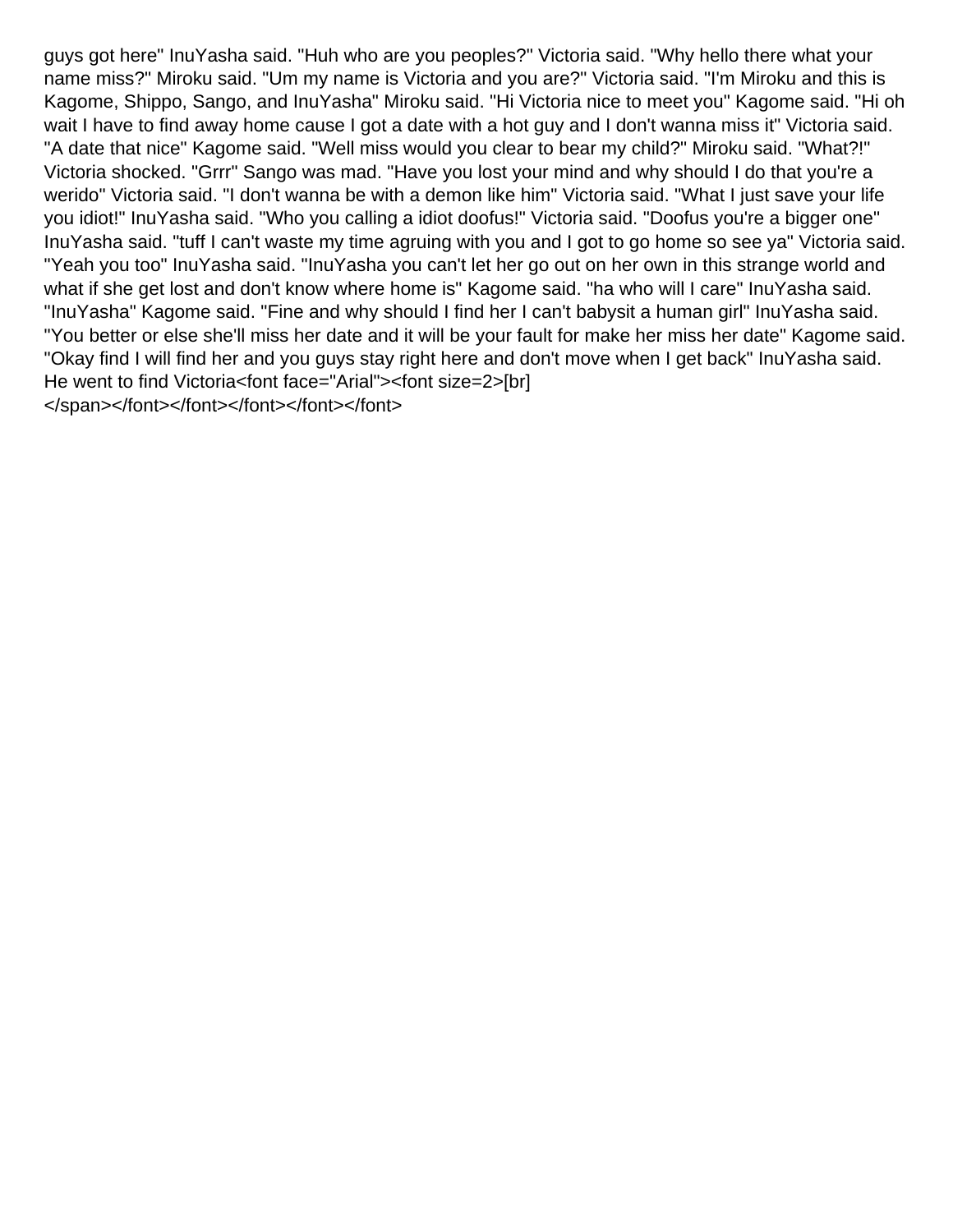guys got here" InuYasha said. "Huh who are you peoples?" Victoria said. "Why hello there what your name miss?" Miroku said. "Um my name is Victoria and you are?" Victoria said. "I'm Miroku and this is Kagome, Shippo, Sango, and InuYasha" Miroku said. "Hi Victoria nice to meet you" Kagome said. "Hi oh wait I have to find away home cause I got a date with a hot guy and I don't wanna miss it" Victoria said. "A date that nice" Kagome said. "Well miss would you clear to bear my child?" Miroku said. "What?!" Victoria shocked. "Grrr" Sango was mad. "Have you lost your mind and why should I do that you're a werido" Victoria said. "I don't wanna be with a demon like him" Victoria said. "What I just save your life you idiot!" InuYasha said. "Who you calling a idiot doofus!" Victoria said. "Doofus you're a bigger one" InuYasha said. "tuff I can't waste my time agruing with you and I got to go home so see ya" Victoria said. "Yeah you too" InuYasha said. "InuYasha you can't let her go out on her own in this strange world and what if she get lost and don't know where home is" Kagome said. "ha who will I care" InuYasha said. "InuYasha" Kagome said. "Fine and why should I find her I can't babysit a human girl" InuYasha said. "You better or else she'll miss her date and it will be your fault for make her miss her date" Kagome said. "Okay find I will find her and you guys stay right here and don't move when I get back" InuYasha said. He went to find Victoria<font face="Arial"><font size=2>[br]
</span></font></font></font></font></font>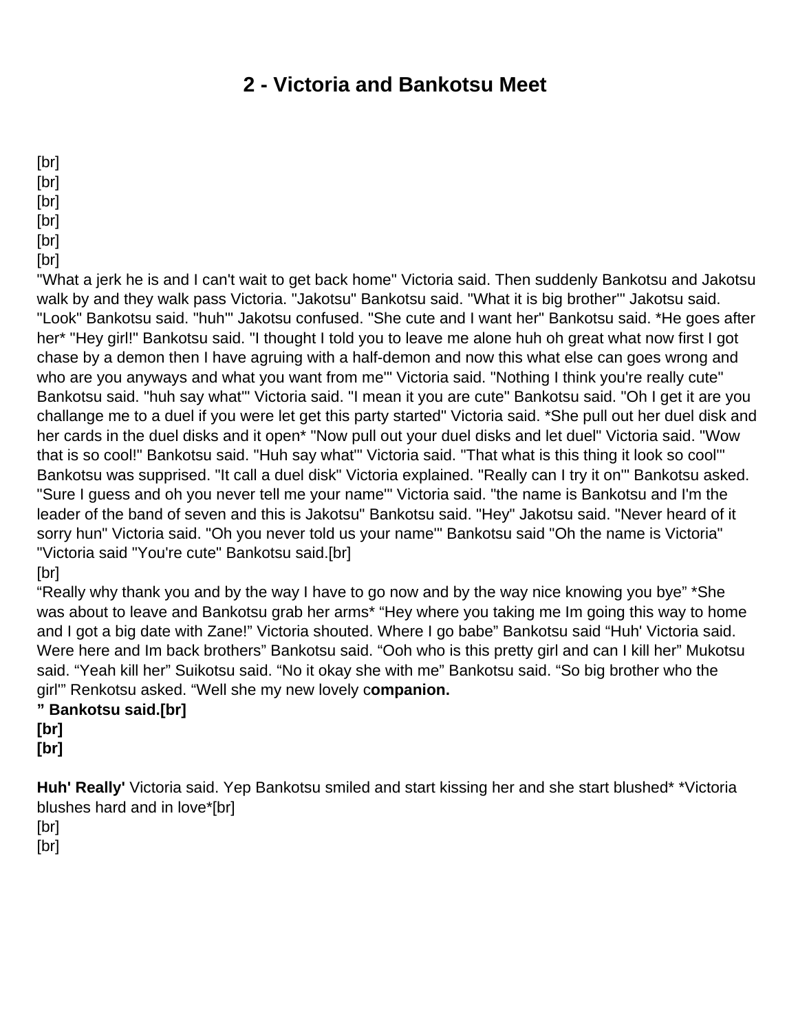# 2 - Victoria and Bankotsu Meet

[br]
[br]
[br]
[br]
[br]
[br]
"What a jerk he is and I can't wait to get back home" Victoria said. Then suddenly Bankotsu and Jakotsu walk by and they walk pass Victoria. "Jakotsu" Bankotsu said. "What it is big brother'" Jakotsu said. "Look" Bankotsu said. "huh'" Jakotsu confused. "She cute and I want her" Bankotsu said. *He goes after her* "Hey girl!" Bankotsu said. "I thought I told you to leave me alone huh oh great what now first I got chase by a demon then I have agruing with a half-demon and now this what else can goes wrong and who are you anyways and what you want from me'" Victoria said. "Nothing I think you're really cute" Bankotsu said. "huh say what'" Victoria said. "I mean it you are cute" Bankotsu said. "Oh I get it are you challange me to a duel if you were let get this party started" Victoria said. *She pull out her duel disk and her cards in the duel disks and it open* "Now pull out your duel disks and let duel" Victoria said. "Wow that is so cool!" Bankotsu said. "Huh say what'" Victoria said. "That what is this thing it look so cool'" Bankotsu was supprised. "It call a duel disk" Victoria explained. "Really can I try it on'" Bankotsu asked. "Sure I guess and oh you never tell me your name'" Victoria said. "the name is Bankotsu and I'm the leader of the band of seven and this is Jakotsu" Bankotsu said. "Hey" Jakotsu said. "Never heard of it sorry hun" Victoria said. "Oh you never told us your name'" Bankotsu said "Oh the name is Victoria" "Victoria said "You're cute" Bankotsu said.[br]
[br]
"Really why thank you and by the way I have to go now and by the way nice knowing you bye" *She was about to leave and Bankotsu grab her arms* "Hey where you taking me Im going this way to home and I got a big date with Zane!" Victoria shouted. Where I go babe" Bankotsu said "Huh' Victoria said. Were here and Im back brothers" Bankotsu said. "Ooh who is this pretty girl and can I kill her" Mukotsu said. "Yeah kill her" Suikotsu said. "No it okay she with me" Bankotsu said. "So big brother who the girl'" Renkotsu asked. "Well she my new lovely c**ompanion.**
**" Bankotsu said.[br]**
**[br]**
**[br]**

**Huh' Really'** Victoria said. Yep Bankotsu smiled and start kissing her and she start blushed* *Victoria blushes hard and in love*[br]
[br]
[br]